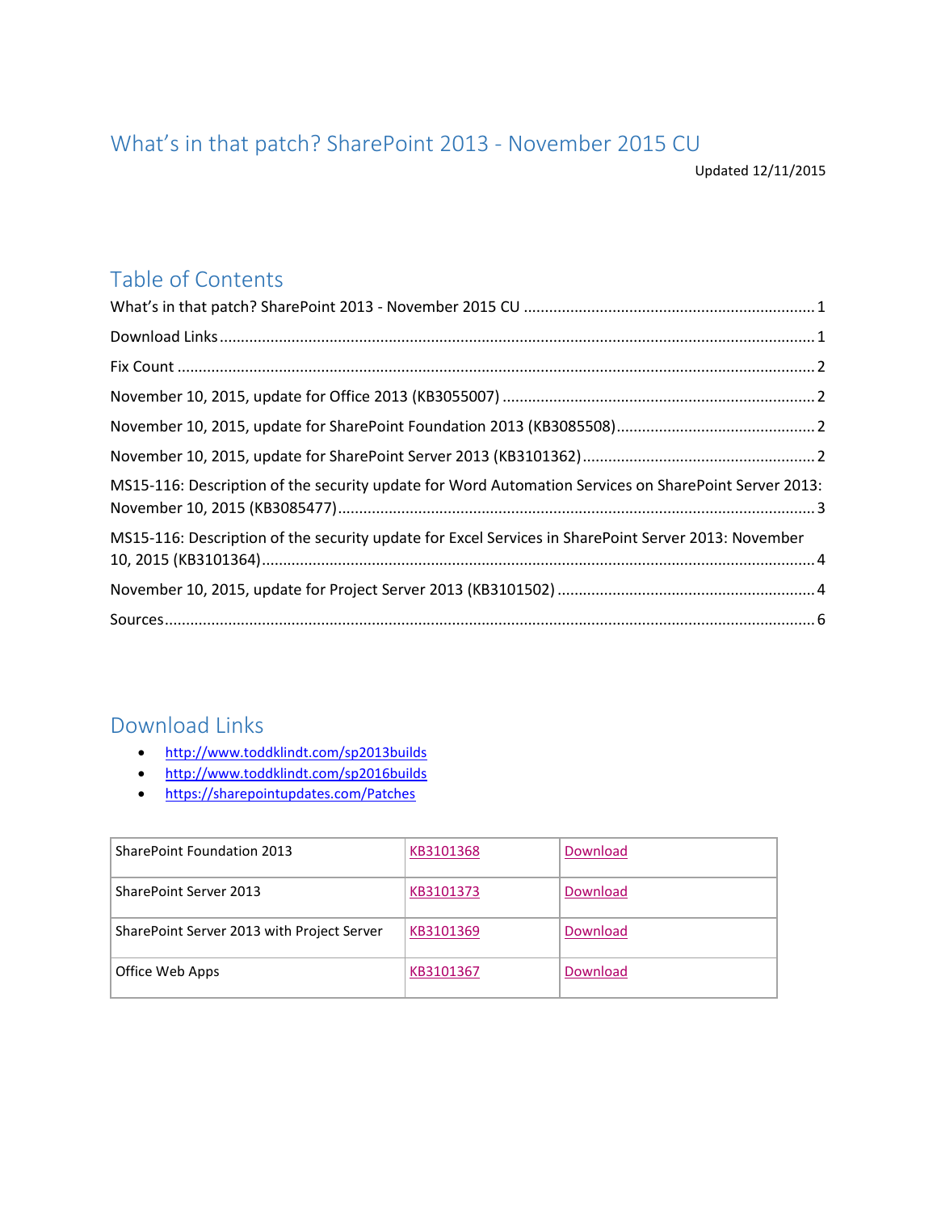# What's in that patch? SharePoint 2013 - November 2015 CU

Updated 12/11/2015

## Table of Contents

What's in that patch? SharePoint 2013 - November 2015 CU ........ 1

Download Links ........ 1

Fix Count ........ 2

November 10, 2015, update for Office 2013 (KB3055007) ........ 2

November 10, 2015, update for SharePoint Foundation 2013 (KB3085508) ........ 2

November 10, 2015, update for SharePoint Server 2013 (KB3101362) ........ 2

MS15-116: Description of the security update for Word Automation Services on SharePoint Server 2013: November 10, 2015 (KB3085477) ........ 3

MS15-116: Description of the security update for Excel Services in SharePoint Server 2013: November 10, 2015 (KB3101364) ........ 4

November 10, 2015, update for Project Server 2013 (KB3101502) ........ 4

Sources ........ 6

## Download Links

- http://www.toddklindt.com/sp2013builds
- http://www.toddklindt.com/sp2016builds
- https://sharepointupdates.com/Patches

| SharePoint Foundation 2013 | KB3101368 | Download |
|---|---|---|
| SharePoint Server 2013 | KB3101373 | Download |
| SharePoint Server 2013 with Project Server | KB3101369 | Download |
| Office Web Apps | KB3101367 | Download |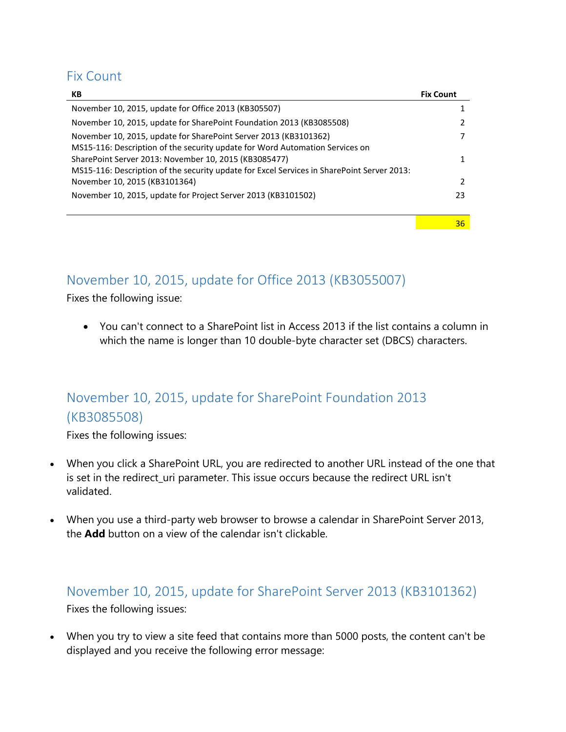## Fix Count

| KB | Fix Count |
| --- | --- |
| November 10, 2015, update for Office 2013 (KB305507) | 1 |
| November 10, 2015, update for SharePoint Foundation 2013 (KB3085508) | 2 |
| November 10, 2015, update for SharePoint Server 2013 (KB3101362) | 7 |
| MS15-116: Description of the security update for Word Automation Services on SharePoint Server 2013: November 10, 2015 (KB3085477) | 1 |
| MS15-116: Description of the security update for Excel Services in SharePoint Server 2013: November 10, 2015 (KB3101364) | 2 |
| November 10, 2015, update for Project Server 2013 (KB3101502) | 23 |
| | 36 |

## November 10, 2015, update for Office 2013 (KB3055007)

Fixes the following issue:

- You can't connect to a SharePoint list in Access 2013 if the list contains a column in which the name is longer than 10 double-byte character set (DBCS) characters.

## November 10, 2015, update for SharePoint Foundation 2013 (KB3085508)

Fixes the following issues:

- When you click a SharePoint URL, you are redirected to another URL instead of the one that is set in the redirect_uri parameter. This issue occurs because the redirect URL isn't validated.
- When you use a third-party web browser to browse a calendar in SharePoint Server 2013, the **Add** button on a view of the calendar isn't clickable.

## November 10, 2015, update for SharePoint Server 2013 (KB3101362)

Fixes the following issues:

- When you try to view a site feed that contains more than 5000 posts, the content can't be displayed and you receive the following error message: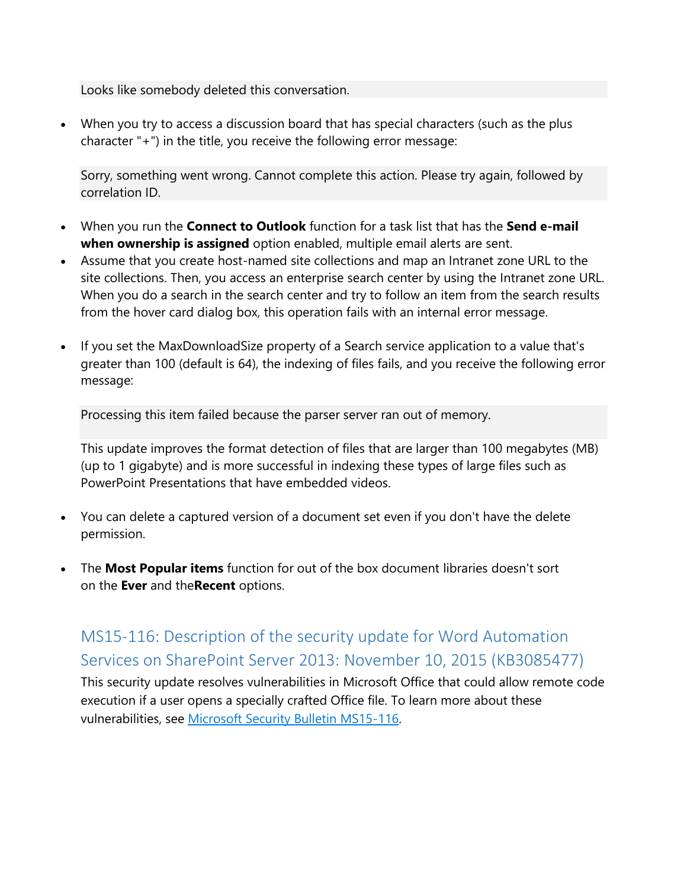```
Looks like somebody deleted this conversation.
```

- When you try to access a discussion board that has special characters (such as the plus character "+") in the title, you receive the following error message:

  ```
  Sorry, something went wrong. Cannot complete this action. Please try again, followed by correlation ID.
  ```

- When you run the **Connect to Outlook** function for a task list that has the **Send e-mail when ownership is assigned** option enabled, multiple email alerts are sent.
- Assume that you create host-named site collections and map an Intranet zone URL to the site collections. Then, you access an enterprise search center by using the Intranet zone URL. When you do a search in the search center and try to follow an item from the search results from the hover card dialog box, this operation fails with an internal error message.

- If you set the MaxDownloadSize property of a Search service application to a value that's greater than 100 (default is 64), the indexing of files fails, and you receive the following error message:

  ```
  Processing this item failed because the parser server ran out of memory.
  ```

  This update improves the format detection of files that are larger than 100 megabytes (MB) (up to 1 gigabyte) and is more successful in indexing these types of large files such as PowerPoint Presentations that have embedded videos.

- You can delete a captured version of a document set even if you don't have the delete permission.

- The **Most Popular items** function for out of the box document libraries doesn't sort on the **Ever** and the**Recent** options.

## MS15-116: Description of the security update for Word Automation Services on SharePoint Server 2013: November 10, 2015 (KB3085477)

This security update resolves vulnerabilities in Microsoft Office that could allow remote code execution if a user opens a specially crafted Office file. To learn more about these vulnerabilities, see Microsoft Security Bulletin MS15-116.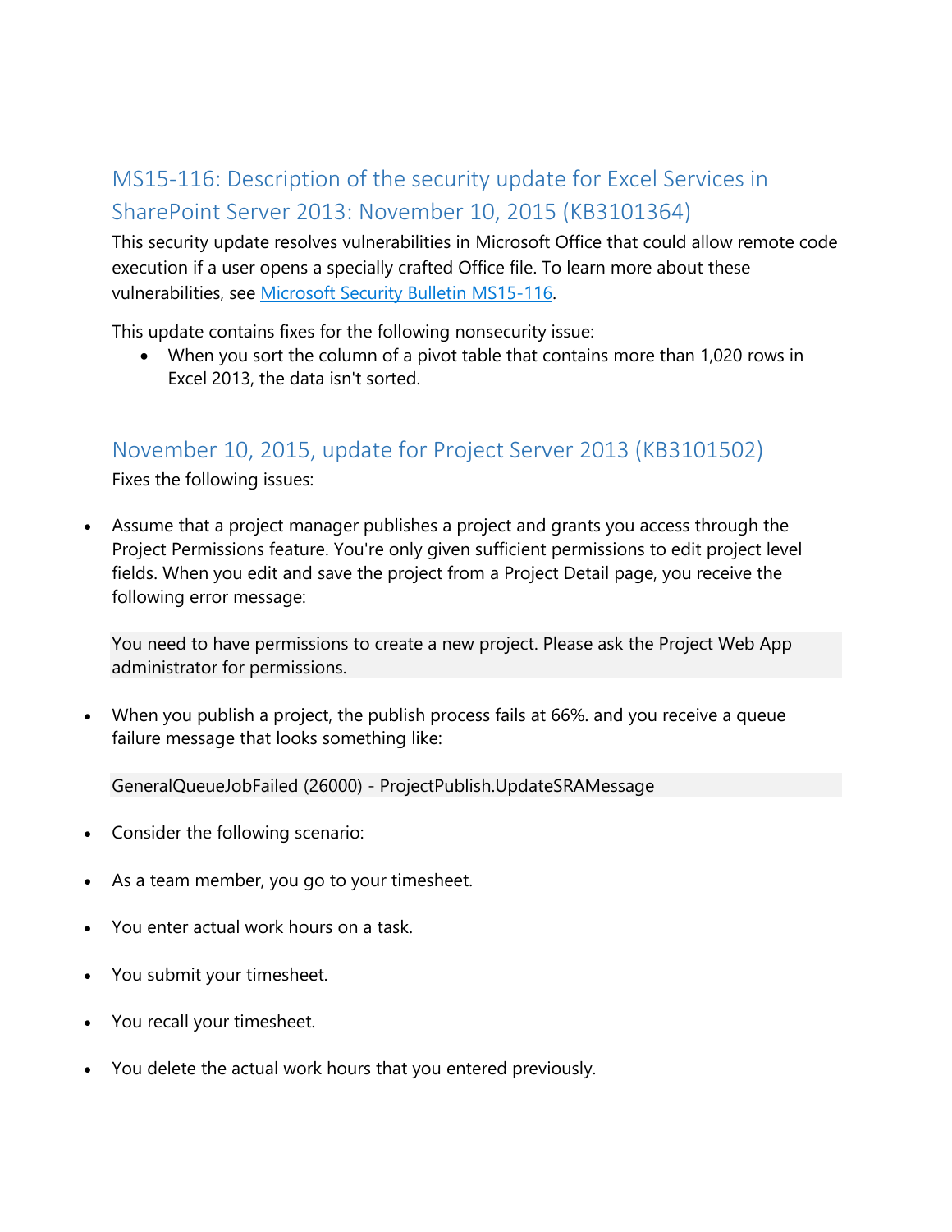## MS15-116: Description of the security update for Excel Services in SharePoint Server 2013: November 10, 2015 (KB3101364)

This security update resolves vulnerabilities in Microsoft Office that could allow remote code execution if a user opens a specially crafted Office file. To learn more about these vulnerabilities, see [Microsoft Security Bulletin MS15-116](#).

This update contains fixes for the following nonsecurity issue:

- When you sort the column of a pivot table that contains more than 1,020 rows in Excel 2013, the data isn't sorted.

## November 10, 2015, update for Project Server 2013 (KB3101502)

Fixes the following issues:

- Assume that a project manager publishes a project and grants you access through the Project Permissions feature. You're only given sufficient permissions to edit project level fields. When you edit and save the project from a Project Detail page, you receive the following error message:

```
You need to have permissions to create a new project. Please ask the Project Web App administrator for permissions.
```

- When you publish a project, the publish process fails at 66%. and you receive a queue failure message that looks something like:

```
GeneralQueueJobFailed (26000) - ProjectPublish.UpdateSRAMessage
```

- Consider the following scenario:
- As a team member, you go to your timesheet.
- You enter actual work hours on a task.
- You submit your timesheet.
- You recall your timesheet.
- You delete the actual work hours that you entered previously.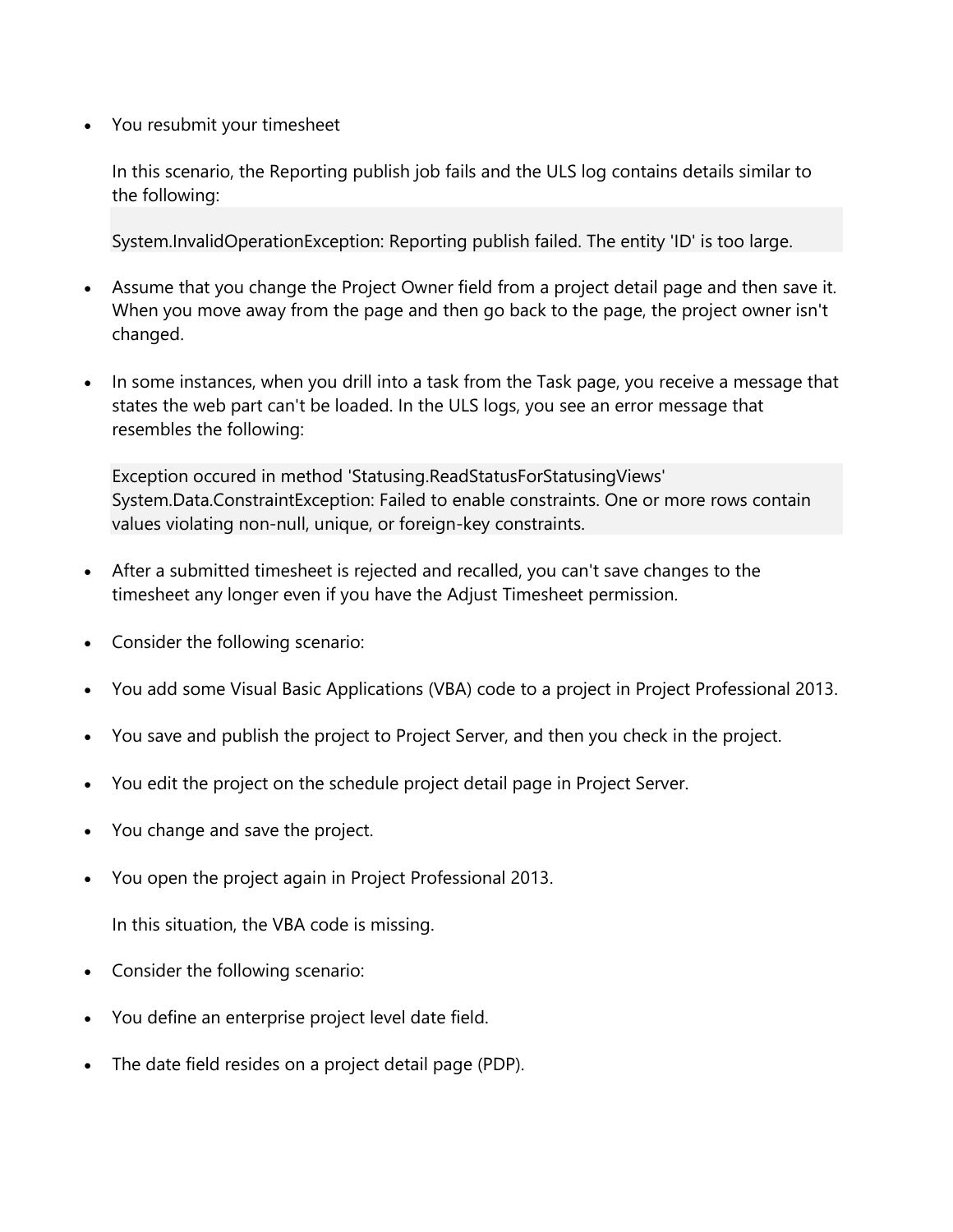- You resubmit your timesheet

  In this scenario, the Reporting publish job fails and the ULS log contains details similar to the following:

  ```
  System.InvalidOperationException: Reporting publish failed. The entity 'ID' is too large.
  ```

- Assume that you change the Project Owner field from a project detail page and then save it. When you move away from the page and then go back to the page, the project owner isn't changed.

- In some instances, when you drill into a task from the Task page, you receive a message that states the web part can't be loaded. In the ULS logs, you see an error message that resembles the following:

  ```
  Exception occured in method 'Statusing.ReadStatusForStatusingViews' System.Data.ConstraintException: Failed to enable constraints. One or more rows contain values violating non-null, unique, or foreign-key constraints.
  ```

- After a submitted timesheet is rejected and recalled, you can't save changes to the timesheet any longer even if you have the Adjust Timesheet permission.

- Consider the following scenario:

- You add some Visual Basic Applications (VBA) code to a project in Project Professional 2013.

- You save and publish the project to Project Server, and then you check in the project.

- You edit the project on the schedule project detail page in Project Server.

- You change and save the project.

- You open the project again in Project Professional 2013.

  In this situation, the VBA code is missing.

- Consider the following scenario:

- You define an enterprise project level date field.

- The date field resides on a project detail page (PDP).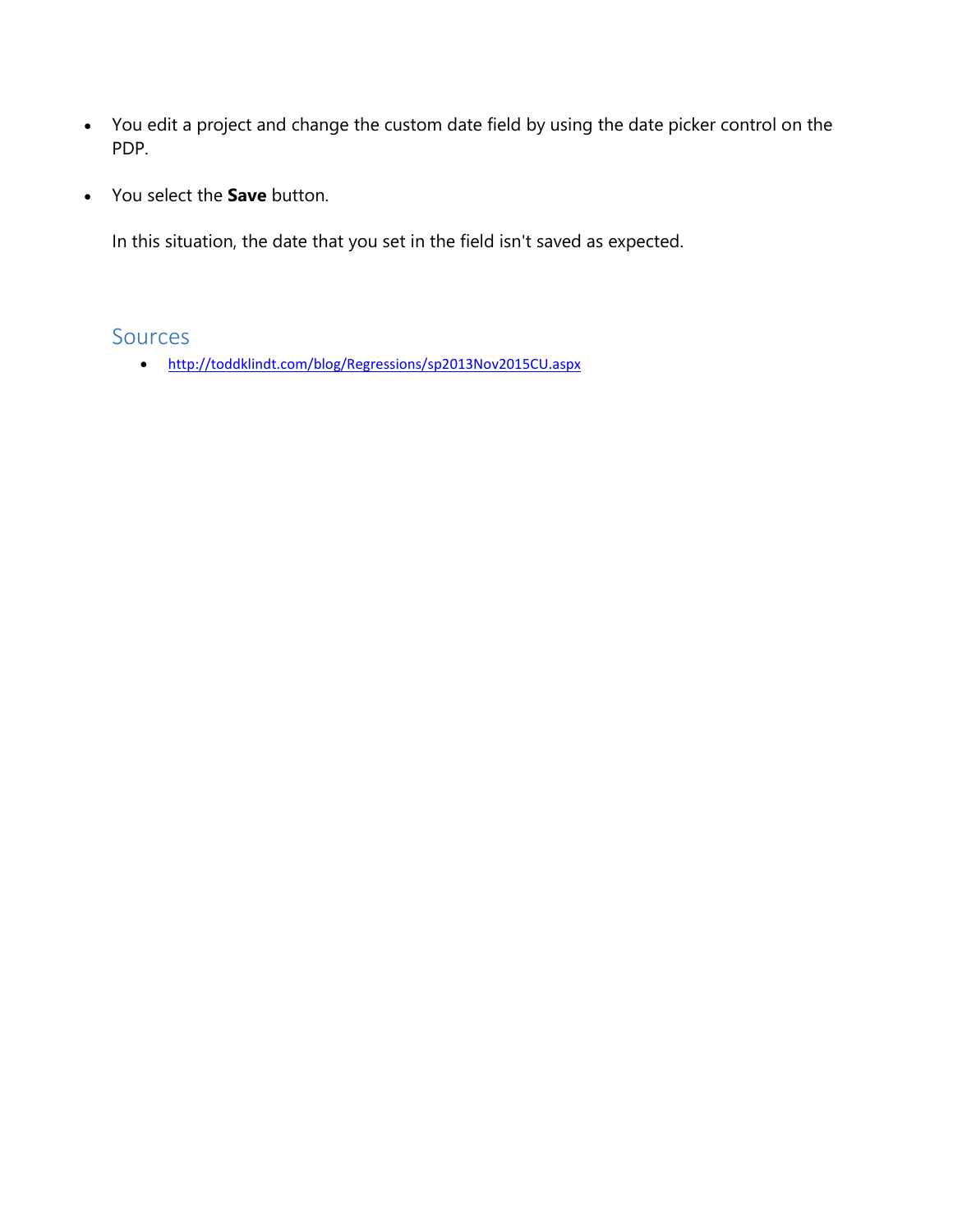- You edit a project and change the custom date field by using the date picker control on the PDP.
- You select the **Save** button.

  In this situation, the date that you set in the field isn't saved as expected.

## Sources

- http://toddklindt.com/blog/Regressions/sp2013Nov2015CU.aspx